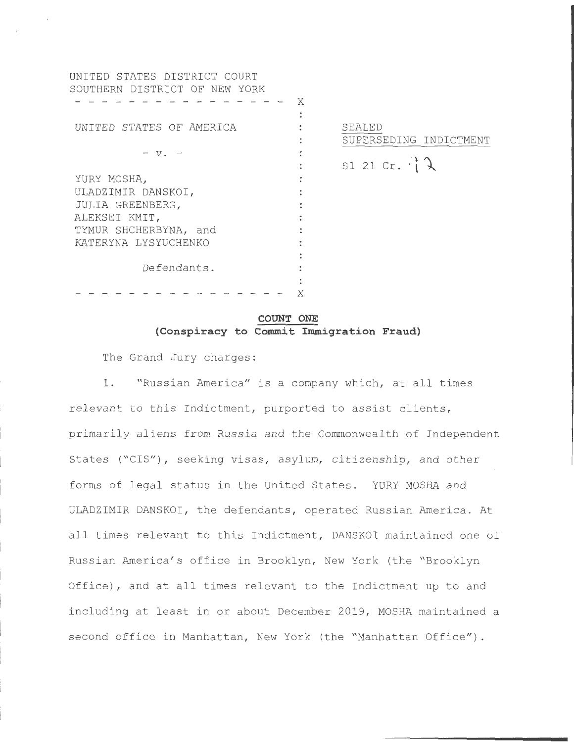UNITED STATES DISTRICT COURT
SOUTHERN DISTRICT OF NEW YORK

- - - - - - - - - - - - - - - - - X

UNITED STATES OF AMERICA

- v. -

YURY MOSHA,
ULADZIMIR DANSKOI,
JULIA GREENBERG,
ALEKSEI KMIT,
TYMUR SHCHERBYNA, and
KATERYNA LYSYUCHENKO

Defendants.

- - - - - - - - - - - - - - - - - X

SEALED
SUPERSEDING INDICTMENT

S1 21 Cr. 12

**COUNT ONE**
**(Conspiracy to Commit Immigration Fraud)**

The Grand Jury charges:

1. "Russian America" is a company which, at all times relevant to this Indictment, purported to assist clients, primarily aliens from Russia and the Commonwealth of Independent States ("CIS"), seeking visas, asylum, citizenship, and other forms of legal status in the United States. YURY MOSHA and ULADZIMIR DANSKOI, the defendants, operated Russian America. At all times relevant to this Indictment, DANSKOI maintained one of Russian America's office in Brooklyn, New York (the "Brooklyn Office), and at all times relevant to the Indictment up to and including at least in or about December 2019, MOSHA maintained a second office in Manhattan, New York (the "Manhattan Office").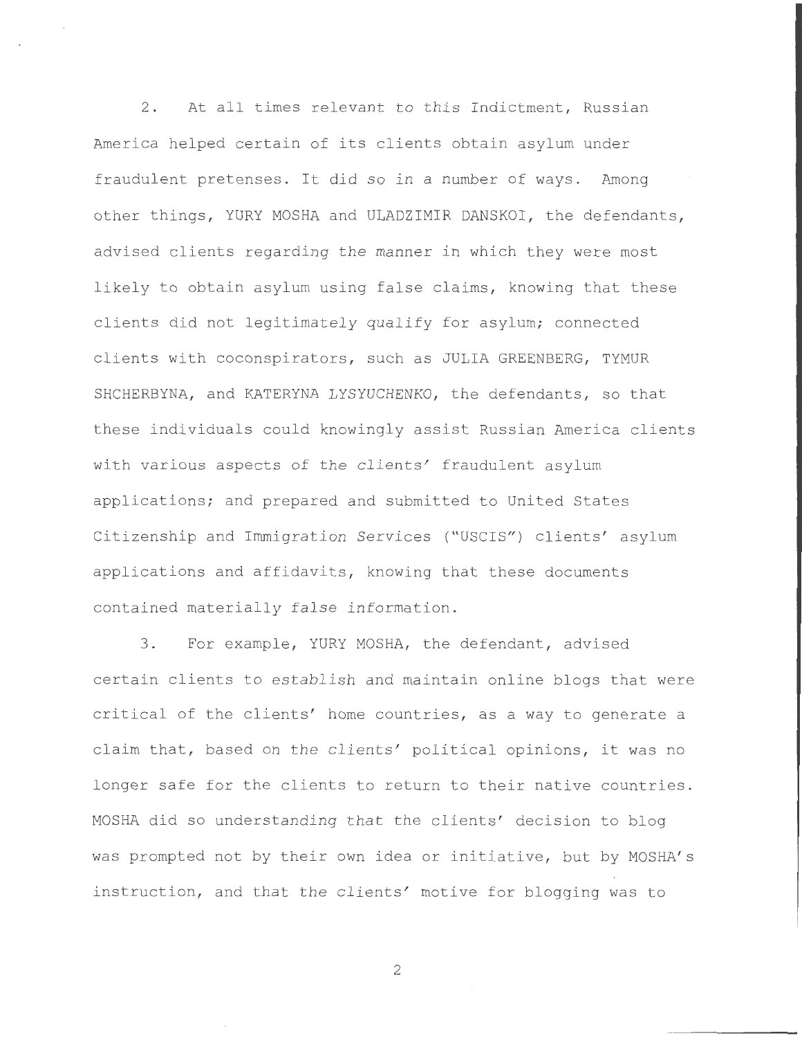2. At all times relevant to this Indictment, Russian America helped certain of its clients obtain asylum under fraudulent pretenses. It did so in a number of ways. Among other things, YURY MOSHA and ULADZIMIR DANSKOI, the defendants, advised clients regarding the manner in which they were most likely to obtain asylum using false claims, knowing that these clients did not legitimately qualify for asylum; connected clients with coconspirators, such as JULIA GREENBERG, TYMUR SHCHERBYNA, and KATERYNA LYSYUCHENKO, the defendants, so that these individuals could knowingly assist Russian America clients with various aspects of the clients' fraudulent asylum applications; and prepared and submitted to United States Citizenship and Immigration Services ("USCIS") clients' asylum applications and affidavits, knowing that these documents contained materially false information.

3. For example, YURY MOSHA, the defendant, advised certain clients to establish and maintain online blogs that were critical of the clients' home countries, as a way to generate a claim that, based on the clients' political opinions, it was no longer safe for the clients to return to their native countries. MOSHA did so understanding that the clients' decision to blog was prompted not by their own idea or initiative, but by MOSHA's instruction, and that the clients' motive for blogging was to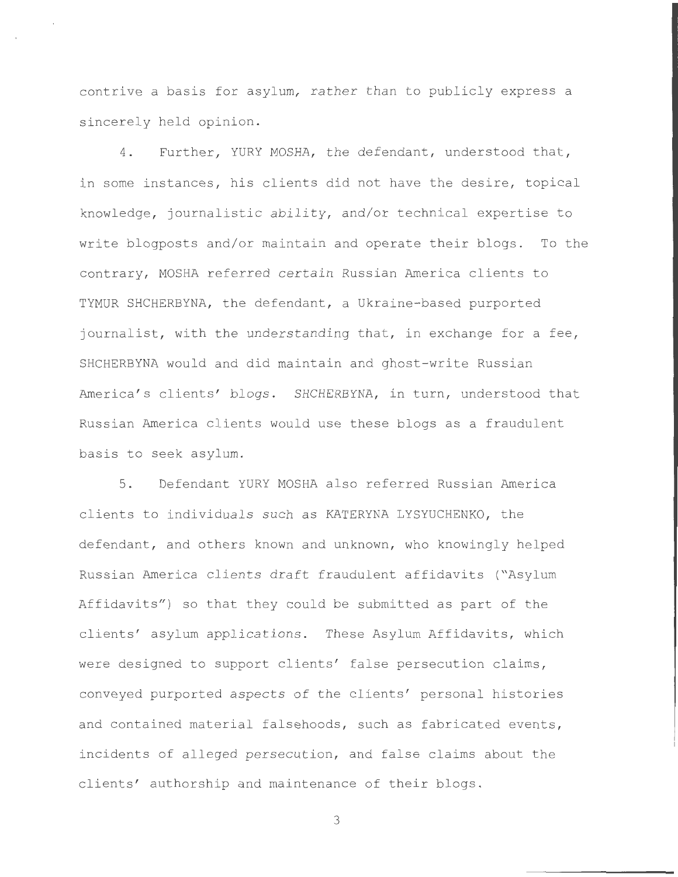contrive a basis for asylum, rather than to publicly express a sincerely held opinion.

4. Further, YURY MOSHA, the defendant, understood that, in some instances, his clients did not have the desire, topical knowledge, journalistic ability, and/or technical expertise to write blogposts and/or maintain and operate their blogs. To the contrary, MOSHA referred certain Russian America clients to TYMUR SHCHERBYNA, the defendant, a Ukraine-based purported journalist, with the understanding that, in exchange for a fee, SHCHERBYNA would and did maintain and ghost-write Russian America's clients' blogs. SHCHERBYNA, in turn, understood that Russian America clients would use these blogs as a fraudulent basis to seek asylum.

5. Defendant YURY MOSHA also referred Russian America clients to individuals such as KATERYNA LYSYUCHENKO, the defendant, and others known and unknown, who knowingly helped Russian America clients draft fraudulent affidavits ("Asylum Affidavits") so that they could be submitted as part of the clients' asylum applications. These Asylum Affidavits, which were designed to support clients' false persecution claims, conveyed purported aspects of the clients' personal histories and contained material falsehoods, such as fabricated events, incidents of alleged persecution, and false claims about the clients' authorship and maintenance of their blogs.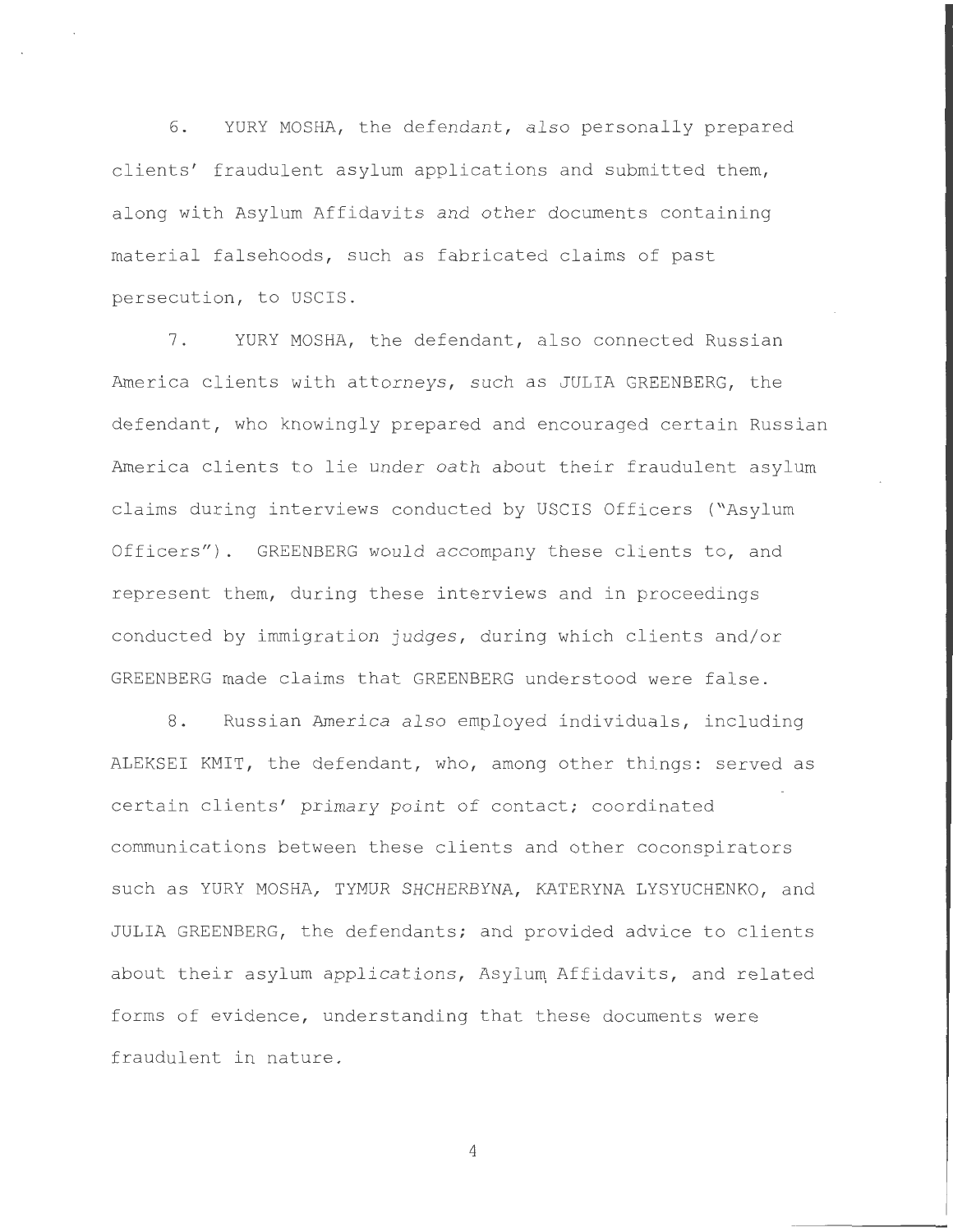6. YURY MOSHA, the defendant, also personally prepared clients' fraudulent asylum applications and submitted them, along with Asylum Affidavits and other documents containing material falsehoods, such as fabricated claims of past persecution, to USCIS.

7. YURY MOSHA, the defendant, also connected Russian America clients with attorneys, such as JULIA GREENBERG, the defendant, who knowingly prepared and encouraged certain Russian America clients to lie under oath about their fraudulent asylum claims during interviews conducted by USCIS Officers ("Asylum Officers"). GREENBERG would accompany these clients to, and represent them, during these interviews and in proceedings conducted by immigration judges, during which clients and/or GREENBERG made claims that GREENBERG understood were false.

8. Russian America also employed individuals, including ALEKSEI KMIT, the defendant, who, among other things: served as certain clients' primary point of contact; coordinated communications between these clients and other coconspirators such as YURY MOSHA, TYMUR SHCHERBYNA, KATERYNA LYSYUCHENKO, and JULIA GREENBERG, the defendants; and provided advice to clients about their asylum applications, Asylum Affidavits, and related forms of evidence, understanding that these documents were fraudulent in nature.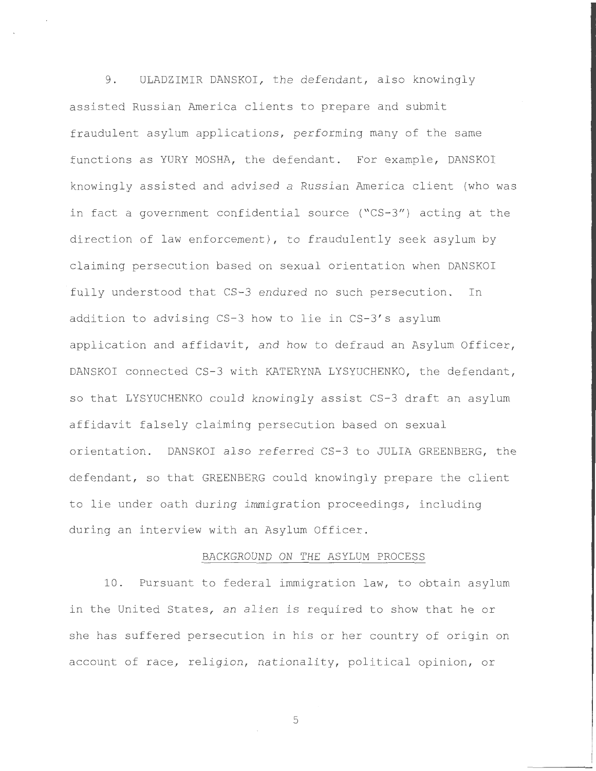9. ULADZIMIR DANSKOI, the defendant, also knowingly assisted Russian America clients to prepare and submit fraudulent asylum applications, performing many of the same functions as YURY MOSHA, the defendant. For example, DANSKOI knowingly assisted and advised a Russian America client (who was in fact a government confidential source ("CS-3") acting at the direction of law enforcement), to fraudulently seek asylum by claiming persecution based on sexual orientation when DANSKOI fully understood that CS-3 endured no such persecution. In addition to advising CS-3 how to lie in CS-3's asylum application and affidavit, and how to defraud an Asylum Officer, DANSKOI connected CS-3 with KATERYNA LYSYUCHENKO, the defendant, so that LYSYUCHENKO could knowingly assist CS-3 draft an asylum affidavit falsely claiming persecution based on sexual orientation. DANSKOI also referred CS-3 to JULIA GREENBERG, the defendant, so that GREENBERG could knowingly prepare the client to lie under oath during immigration proceedings, including during an interview with an Asylum Officer.

## BACKGROUND ON THE ASYLUM PROCESS

10. Pursuant to federal immigration law, to obtain asylum in the United States, an alien is required to show that he or she has suffered persecution in his or her country of origin on account of race, religion, nationality, political opinion, or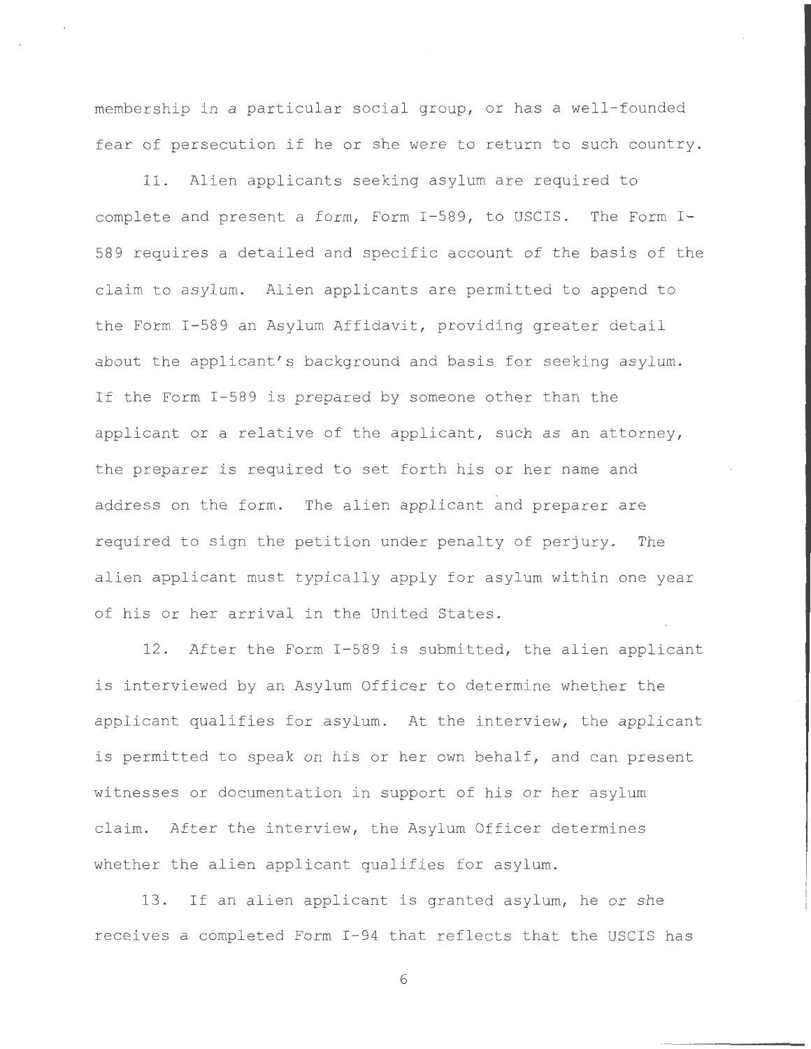membership in a particular social group, or has a well-founded fear of persecution if he or she were to return to such country.

11. Alien applicants seeking asylum are required to complete and present a form, Form I-589, to USCIS. The Form I-589 requires a detailed and specific account of the basis of the claim to asylum. Alien applicants are permitted to append to the Form I-589 an Asylum Affidavit, providing greater detail about the applicant's background and basis for seeking asylum. If the Form I-589 is prepared by someone other than the applicant or a relative of the applicant, such as an attorney, the preparer is required to set forth his or her name and address on the form. The alien applicant and preparer are required to sign the petition under penalty of perjury. The alien applicant must typically apply for asylum within one year of his or her arrival in the United States.

12. After the Form I-589 is submitted, the alien applicant is interviewed by an Asylum Officer to determine whether the applicant qualifies for asylum. At the interview, the applicant is permitted to speak on his or her own behalf, and can present witnesses or documentation in support of his or her asylum claim. After the interview, the Asylum Officer determines whether the alien applicant qualifies for asylum.

13. If an alien applicant is granted asylum, he or she receives a completed Form I-94 that reflects that the USCIS has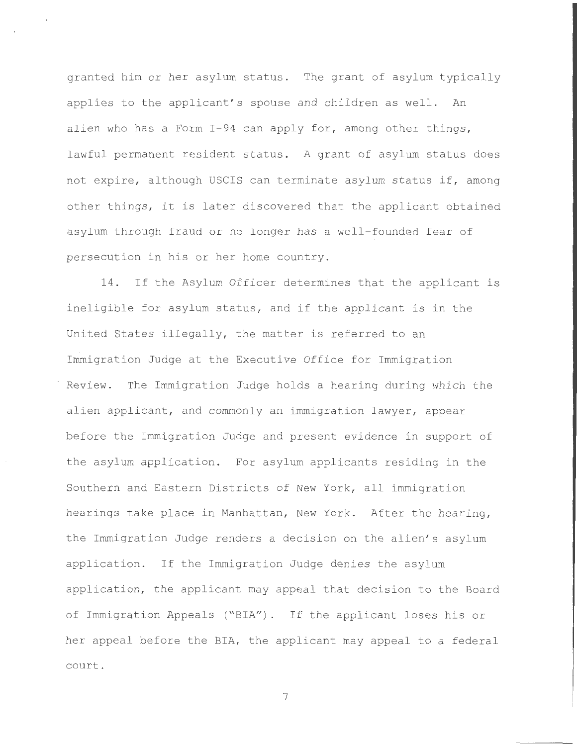granted him or her asylum status. The grant of asylum typically applies to the applicant's spouse and children as well. An alien who has a Form I-94 can apply for, among other things, lawful permanent resident status. A grant of asylum status does not expire, although USCIS can terminate asylum status if, among other things, it is later discovered that the applicant obtained asylum through fraud or no longer has a well-founded fear of persecution in his or her home country.

14. If the Asylum Officer determines that the applicant is ineligible for asylum status, and if the applicant is in the United States illegally, the matter is referred to an Immigration Judge at the Executive Office for Immigration Review. The Immigration Judge holds a hearing during which the alien applicant, and commonly an immigration lawyer, appear before the Immigration Judge and present evidence in support of the asylum application. For asylum applicants residing in the Southern and Eastern Districts of New York, all immigration hearings take place in Manhattan, New York. After the hearing, the Immigration Judge renders a decision on the alien's asylum application. If the Immigration Judge denies the asylum application, the applicant may appeal that decision to the Board of Immigration Appeals ("BIA"). If the applicant loses his or her appeal before the BIA, the applicant may appeal to a federal court.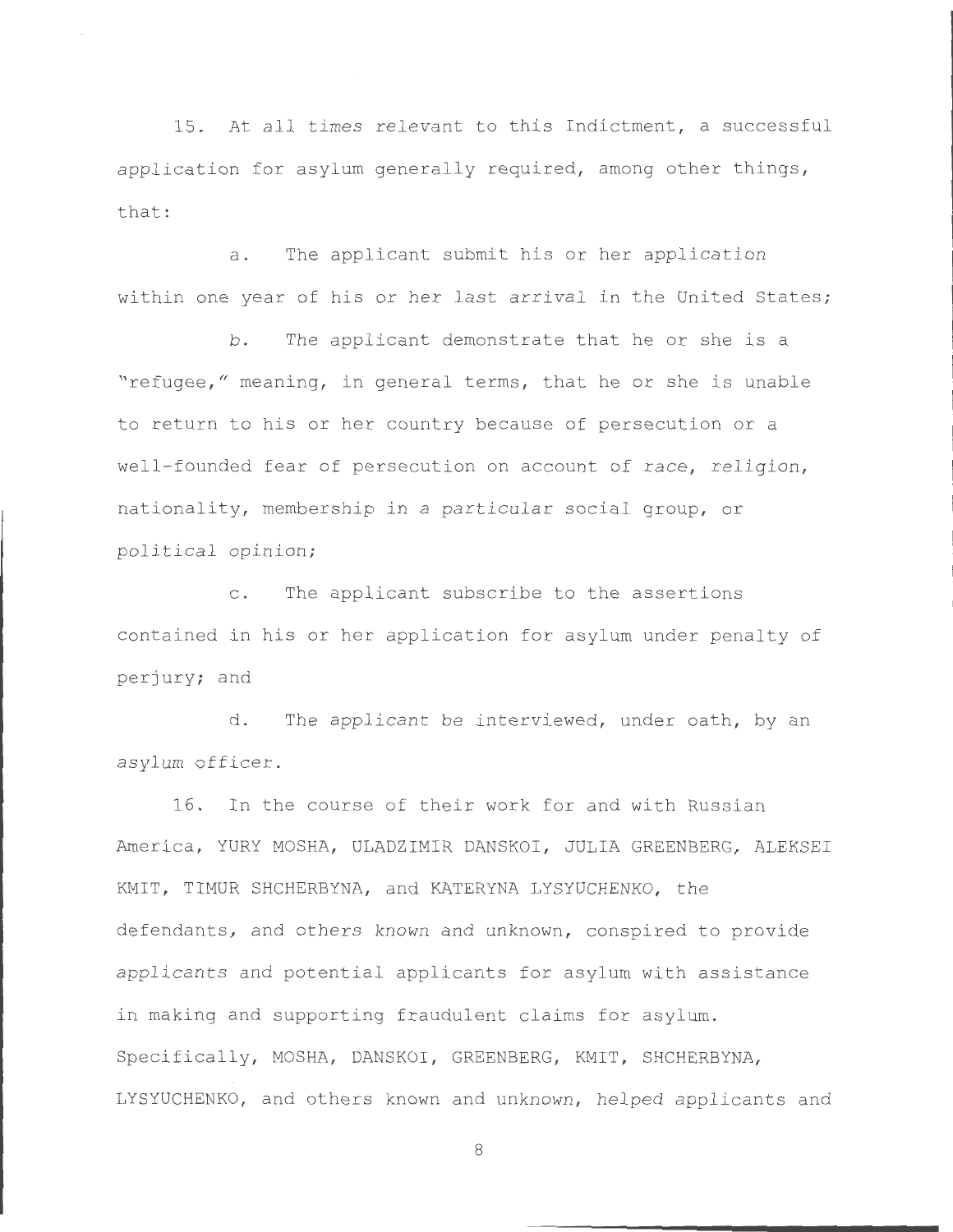15. At all times relevant to this Indictment, a successful application for asylum generally required, among other things, that:

a. The applicant submit his or her application within one year of his or her last arrival in the United States;

b. The applicant demonstrate that he or she is a "refugee," meaning, in general terms, that he or she is unable to return to his or her country because of persecution or a well-founded fear of persecution on account of race, religion, nationality, membership in a particular social group, or political opinion;

c. The applicant subscribe to the assertions contained in his or her application for asylum under penalty of perjury; and

d. The applicant be interviewed, under oath, by an asylum officer.

16. In the course of their work for and with Russian America, YURY MOSHA, ULADZIMIR DANSKOI, JULIA GREENBERG, ALEKSEI KMIT, TIMUR SHCHERBYNA, and KATERYNA LYSYUCHENKO, the defendants, and others known and unknown, conspired to provide applicants and potential applicants for asylum with assistance in making and supporting fraudulent claims for asylum. Specifically, MOSHA, DANSKOI, GREENBERG, KMIT, SHCHERBYNA, LYSYUCHENKO, and others known and unknown, helped applicants and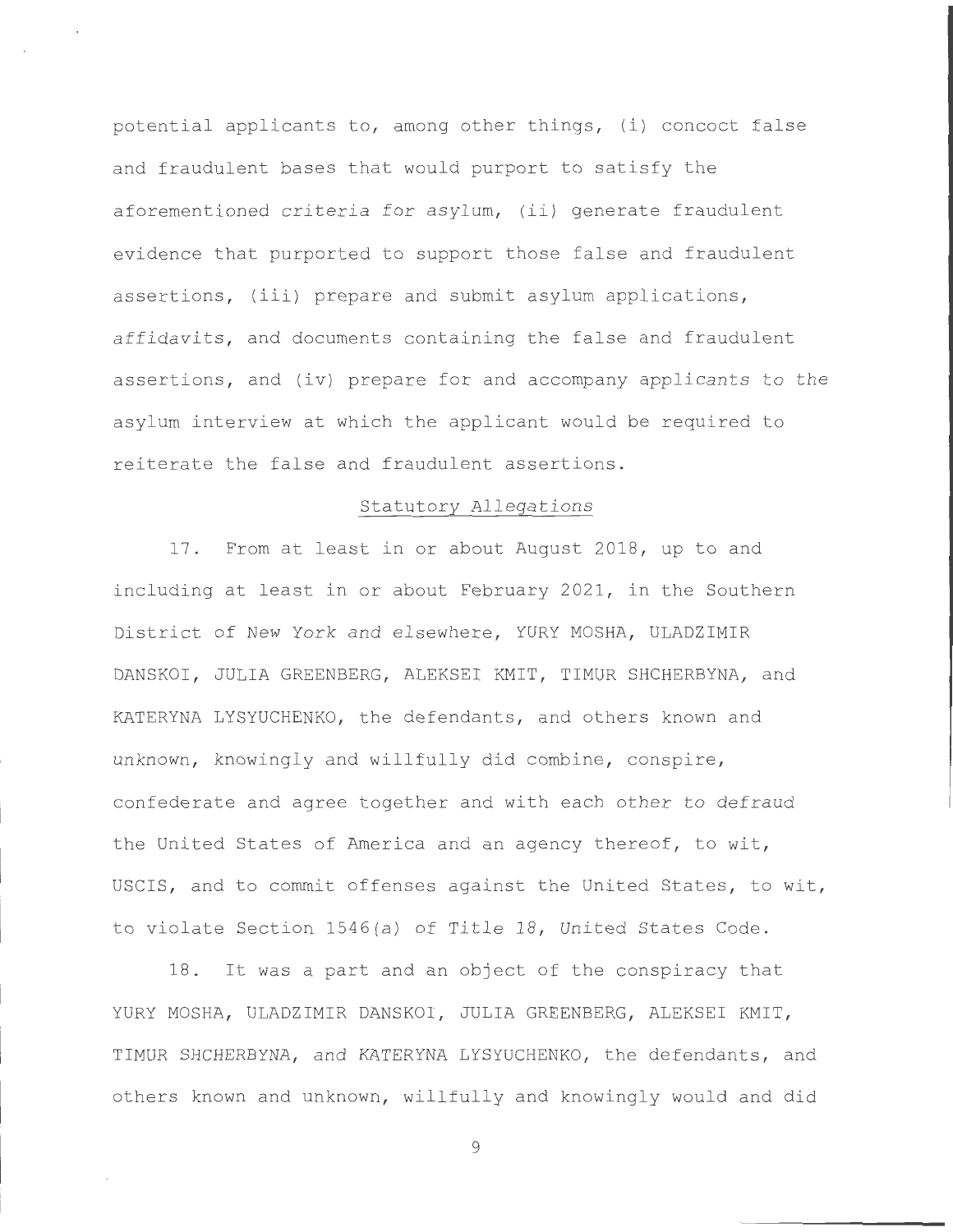potential applicants to, among other things, (i) concoct false and fraudulent bases that would purport to satisfy the aforementioned criteria for asylum, (ii) generate fraudulent evidence that purported to support those false and fraudulent assertions, (iii) prepare and submit asylum applications, affidavits, and documents containing the false and fraudulent assertions, and (iv) prepare for and accompany applicants to the asylum interview at which the applicant would be required to reiterate the false and fraudulent assertions.

## Statutory Allegations

17. From at least in or about August 2018, up to and including at least in or about February 2021, in the Southern District of New York and elsewhere, YURY MOSHA, ULADZIMIR DANSKOI, JULIA GREENBERG, ALEKSEI KMIT, TIMUR SHCHERBYNA, and KATERYNA LYSYUCHENKO, the defendants, and others known and unknown, knowingly and willfully did combine, conspire, confederate and agree together and with each other to defraud the United States of America and an agency thereof, to wit, USCIS, and to commit offenses against the United States, to wit, to violate Section 1546(a) of Title 18, United States Code.

18. It was a part and an object of the conspiracy that YURY MOSHA, ULADZIMIR DANSKOI, JULIA GREENBERG, ALEKSEI KMIT, TIMUR SHCHERBYNA, and KATERYNA LYSYUCHENKO, the defendants, and others known and unknown, willfully and knowingly would and did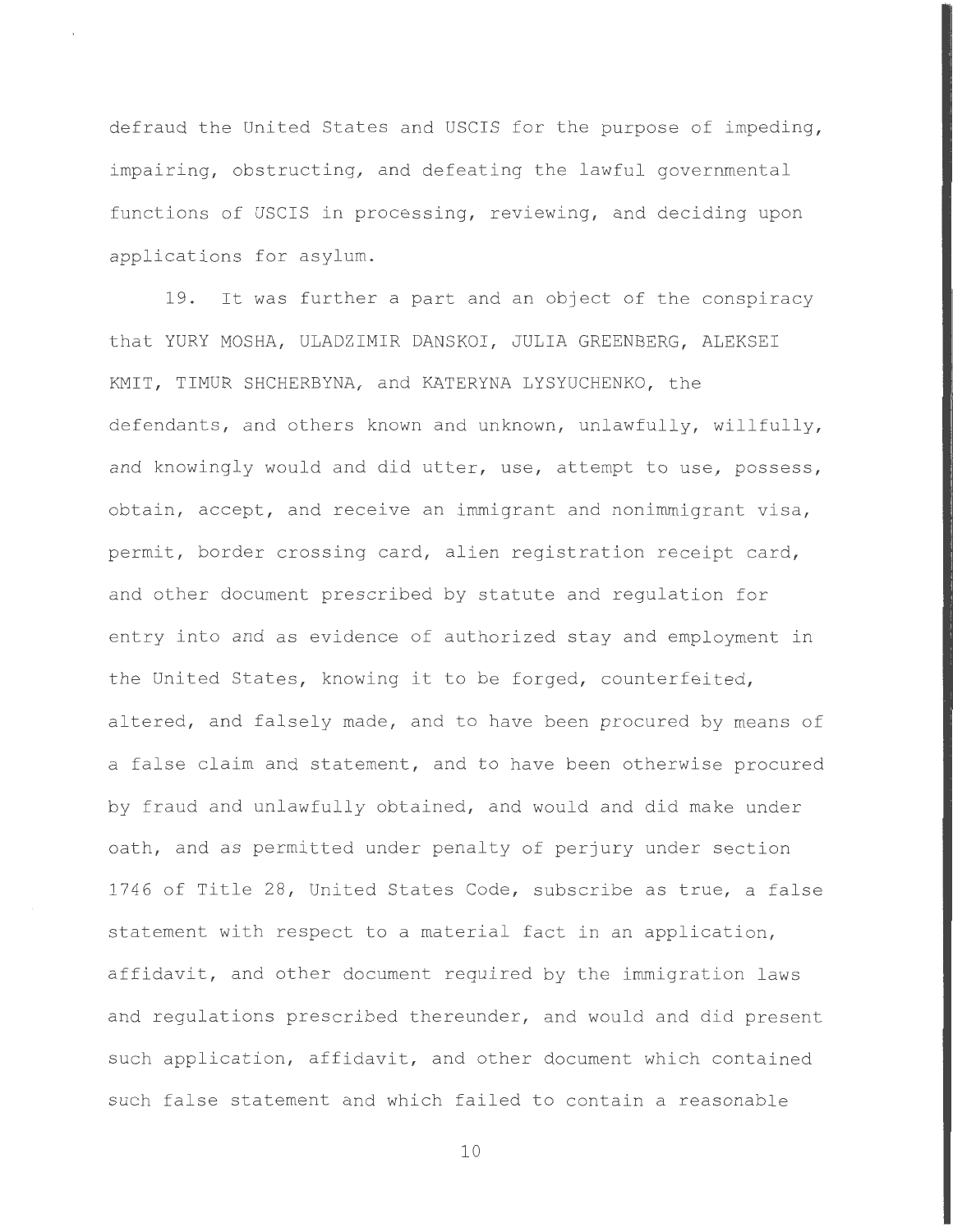defraud the United States and USCIS for the purpose of impeding, impairing, obstructing, and defeating the lawful governmental functions of USCIS in processing, reviewing, and deciding upon applications for asylum.

19. It was further a part and an object of the conspiracy that YURY MOSHA, ULADZIMIR DANSKOI, JULIA GREENBERG, ALEKSEI KMIT, TIMUR SHCHERBYNA, and KATERYNA LYSYUCHENKO, the defendants, and others known and unknown, unlawfully, willfully, and knowingly would and did utter, use, attempt to use, possess, obtain, accept, and receive an immigrant and nonimmigrant visa, permit, border crossing card, alien registration receipt card, and other document prescribed by statute and regulation for entry into and as evidence of authorized stay and employment in the United States, knowing it to be forged, counterfeited, altered, and falsely made, and to have been procured by means of a false claim and statement, and to have been otherwise procured by fraud and unlawfully obtained, and would and did make under oath, and as permitted under penalty of perjury under section 1746 of Title 28, United States Code, subscribe as true, a false statement with respect to a material fact in an application, affidavit, and other document required by the immigration laws and regulations prescribed thereunder, and would and did present such application, affidavit, and other document which contained such false statement and which failed to contain a reasonable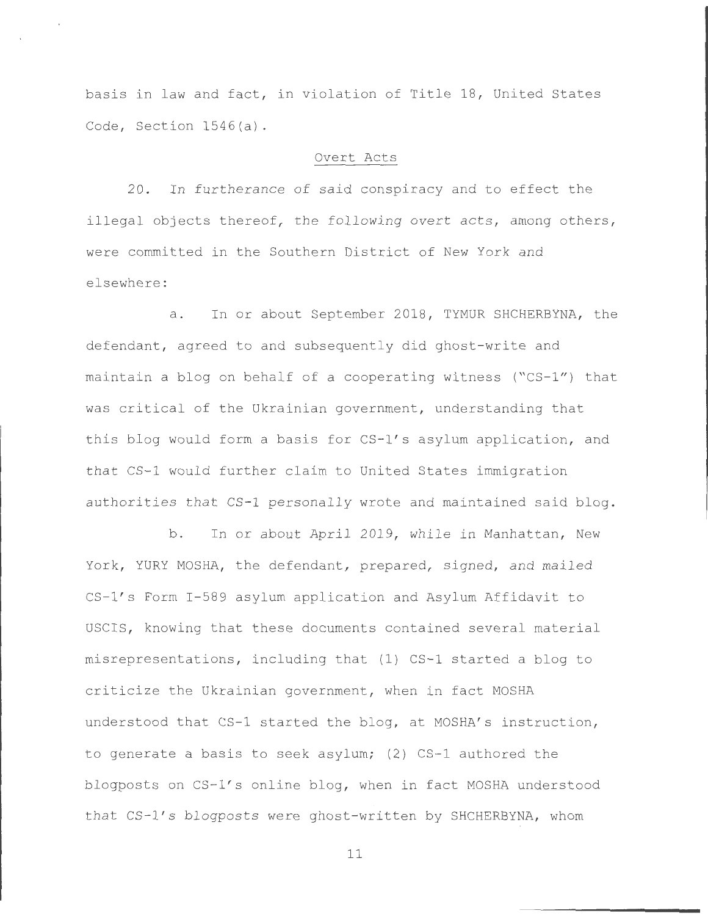basis in law and fact, in violation of Title 18, United States Code, Section 1546(a).

## Overt Acts

20. In furtherance of said conspiracy and to effect the illegal objects thereof, the following overt acts, among others, were committed in the Southern District of New York and elsewhere:

a. In or about September 2018, TYMUR SHCHERBYNA, the defendant, agreed to and subsequently did ghost-write and maintain a blog on behalf of a cooperating witness ("CS-1") that was critical of the Ukrainian government, understanding that this blog would form a basis for CS-1's asylum application, and that CS-1 would further claim to United States immigration authorities that CS-1 personally wrote and maintained said blog.

b. In or about April 2019, while in Manhattan, New York, YURY MOSHA, the defendant, prepared, signed, and mailed CS-1's Form I-589 asylum application and Asylum Affidavit to USCIS, knowing that these documents contained several material misrepresentations, including that (1) CS-1 started a blog to criticize the Ukrainian government, when in fact MOSHA understood that CS-1 started the blog, at MOSHA's instruction, to generate a basis to seek asylum; (2) CS-1 authored the blogposts on CS-1's online blog, when in fact MOSHA understood that CS-1's blogposts were ghost-written by SHCHERBYNA, whom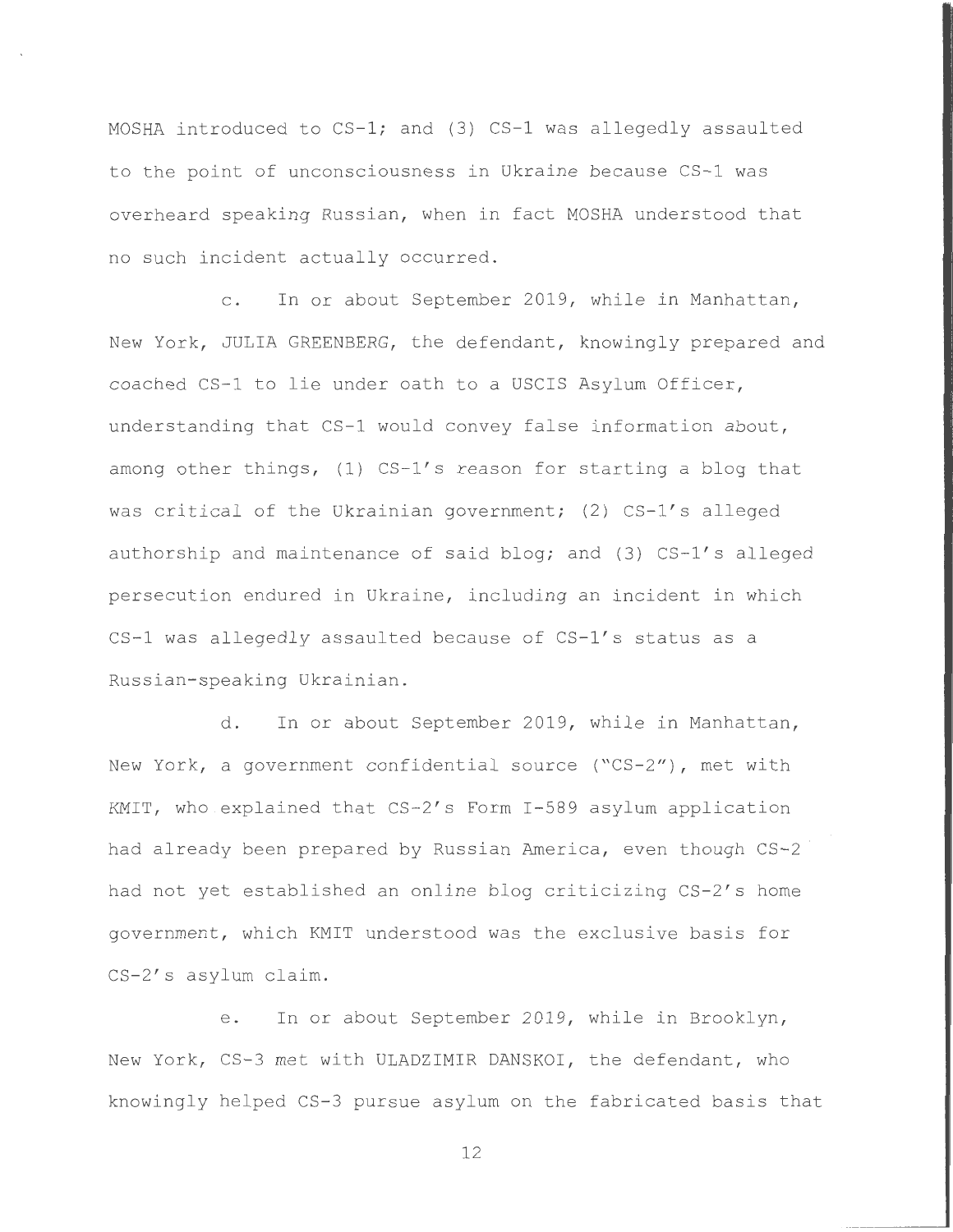MOSHA introduced to CS-1; and (3) CS-1 was allegedly assaulted to the point of unconsciousness in Ukraine because CS-1 was overheard speaking Russian, when in fact MOSHA understood that no such incident actually occurred.

c. In or about September 2019, while in Manhattan, New York, JULIA GREENBERG, the defendant, knowingly prepared and coached CS-1 to lie under oath to a USCIS Asylum Officer, understanding that CS-1 would convey false information about, among other things, (1) CS-1's reason for starting a blog that was critical of the Ukrainian government; (2) CS-1's alleged authorship and maintenance of said blog; and (3) CS-1's alleged persecution endured in Ukraine, including an incident in which CS-1 was allegedly assaulted because of CS-1's status as a Russian-speaking Ukrainian.

d. In or about September 2019, while in Manhattan, New York, a government confidential source ("CS-2"), met with KMIT, who explained that CS-2's Form I-589 asylum application had already been prepared by Russian America, even though CS-2 had not yet established an online blog criticizing CS-2's home government, which KMIT understood was the exclusive basis for CS-2's asylum claim.

e. In or about September 2019, while in Brooklyn, New York, CS-3 met with ULADZIMIR DANSKOI, the defendant, who knowingly helped CS-3 pursue asylum on the fabricated basis that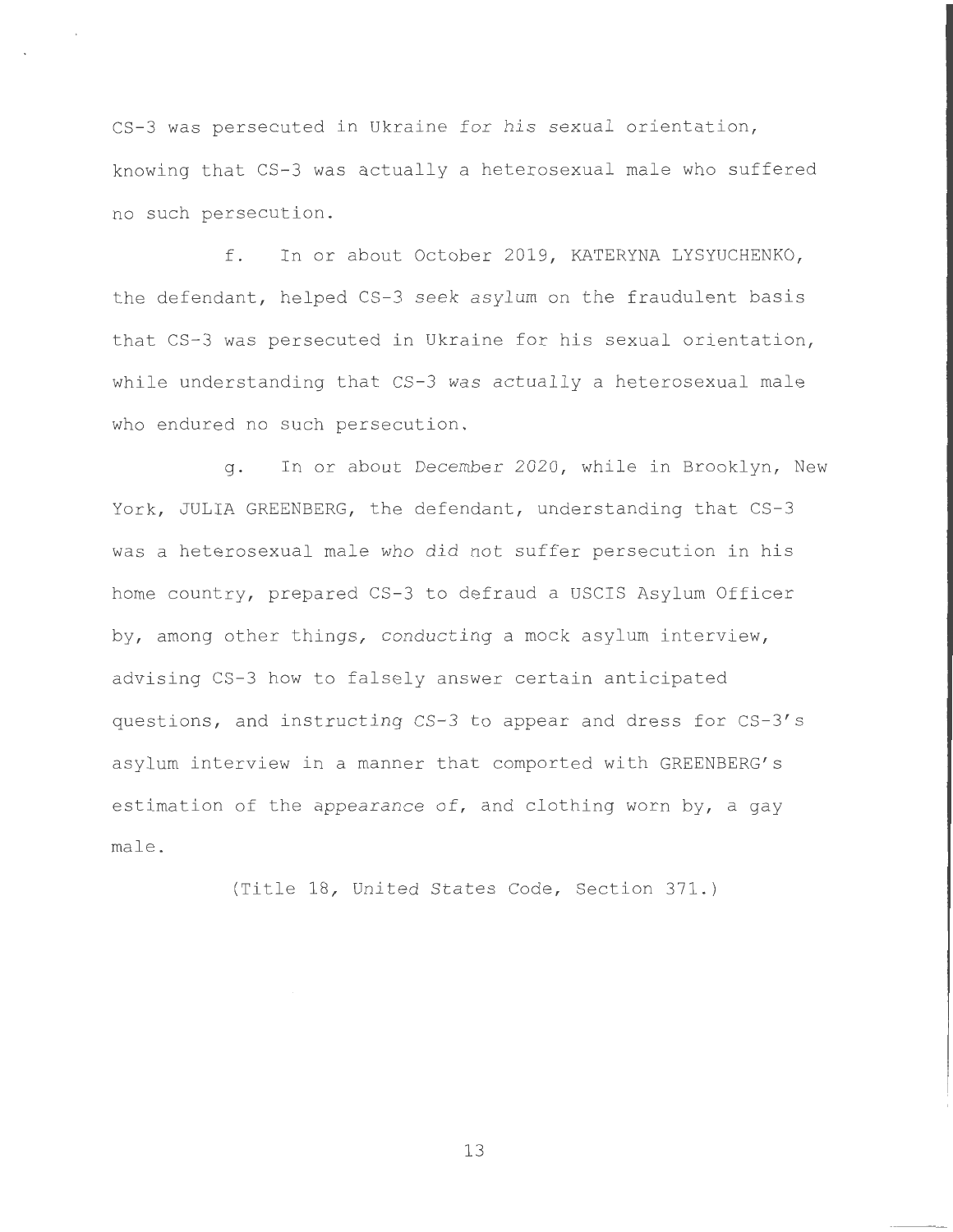CS-3 was persecuted in Ukraine for his sexual orientation, knowing that CS-3 was actually a heterosexual male who suffered no such persecution.

f. In or about October 2019, KATERYNA LYSYUCHENKO, the defendant, helped CS-3 seek asylum on the fraudulent basis that CS-3 was persecuted in Ukraine for his sexual orientation, while understanding that CS-3 was actually a heterosexual male who endured no such persecution.

g. In or about December 2020, while in Brooklyn, New York, JULIA GREENBERG, the defendant, understanding that CS-3 was a heterosexual male who did not suffer persecution in his home country, prepared CS-3 to defraud a USCIS Asylum Officer by, among other things, conducting a mock asylum interview, advising CS-3 how to falsely answer certain anticipated questions, and instructing CS-3 to appear and dress for CS-3's asylum interview in a manner that comported with GREENBERG's estimation of the appearance of, and clothing worn by, a gay male.

(Title 18, United States Code, Section 371.)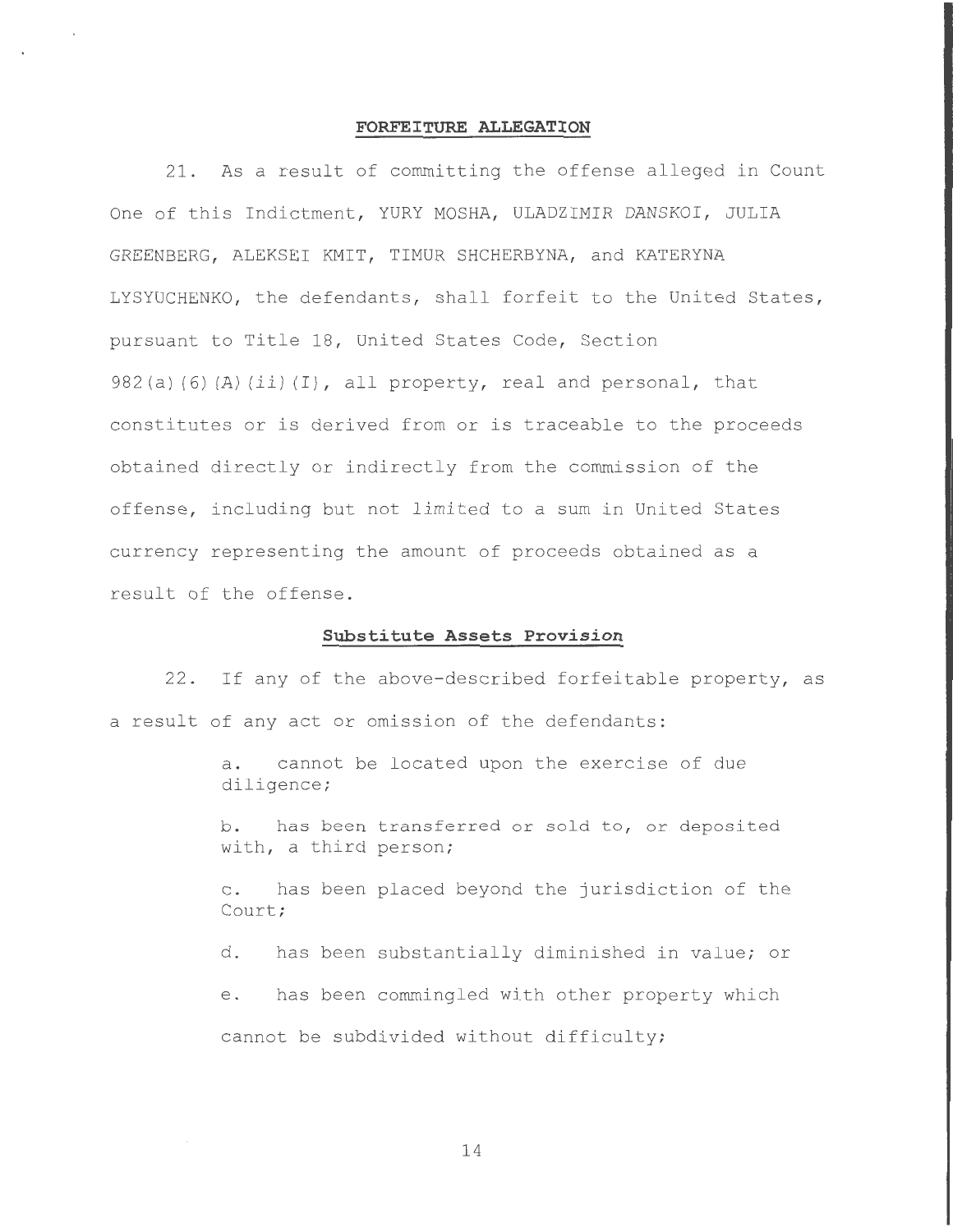## **FORFEITURE ALLEGATION**

21. As a result of committing the offense alleged in Count One of this Indictment, YURY MOSHA, ULADZIMIR DANSKOI, JULIA GREENBERG, ALEKSEI KMIT, TIMUR SHCHERBYNA, and KATERYNA LYSYUCHENKO, the defendants, shall forfeit to the United States, pursuant to Title 18, United States Code, Section 982(a)(6)(A)(ii)(I), all property, real and personal, that constitutes or is derived from or is traceable to the proceeds obtained directly or indirectly from the commission of the offense, including but not limited to a sum in United States currency representing the amount of proceeds obtained as a result of the offense.

### **Substitute Assets Provision**

22. If any of the above-described forfeitable property, as a result of any act or omission of the defendants:

a. cannot be located upon the exercise of due diligence;

b. has been transferred or sold to, or deposited with, a third person;

c. has been placed beyond the jurisdiction of the Court;

d. has been substantially diminished in value; or

e. has been commingled with other property which cannot be subdivided without difficulty;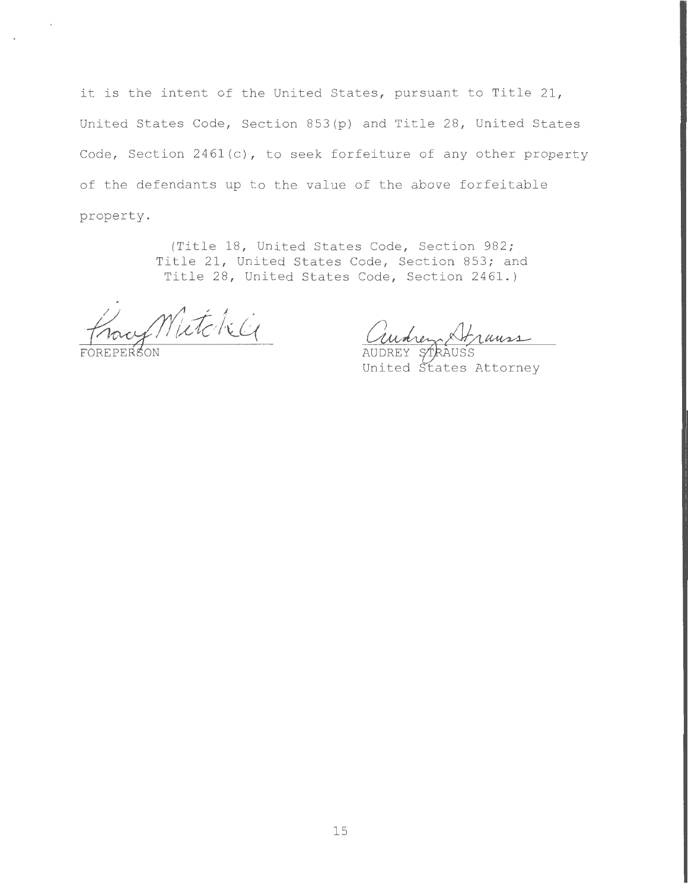it is the intent of the United States, pursuant to Title 21, United States Code, Section 853(p) and Title 28, United States Code, Section 2461(c), to seek forfeiture of any other property of the defendants up to the value of the above forfeitable property.

(Title 18, United States Code, Section 982; Title 21, United States Code, Section 853; and Title 28, United States Code, Section 2461.)

FOREPERSON

AUDREY STRAUSS
United States Attorney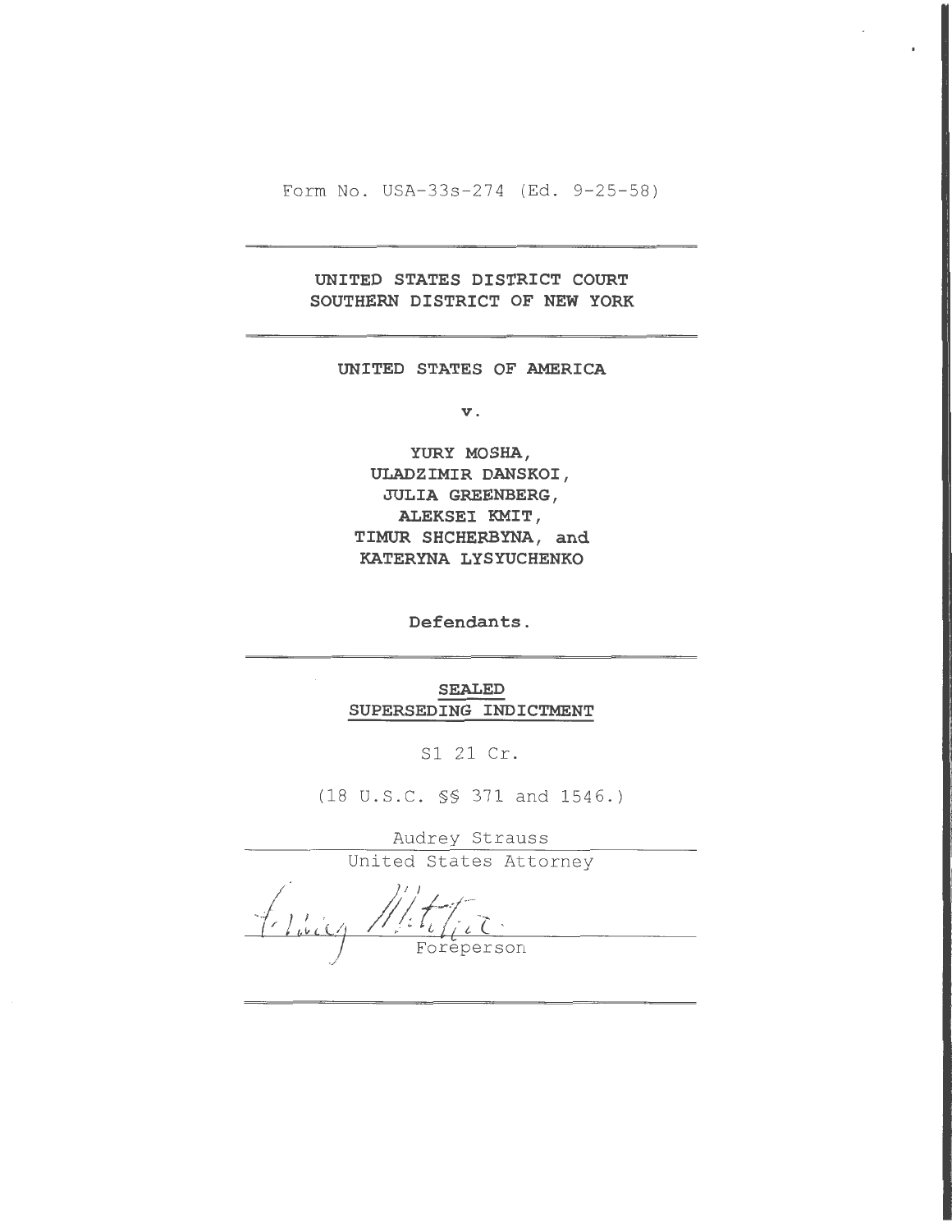Form No. USA-33s-274 (Ed. 9-25-58)

---

UNITED STATES DISTRICT COURT
SOUTHERN DISTRICT OF NEW YORK

---

UNITED STATES OF AMERICA

v.

**YURY MOSHA,**
**ULADZIMIR DANSKOI,**
**JULIA GREENBERG,**
**ALEKSEI KMIT,**
**TIMUR SHCHERBYNA, and**
**KATERYNA LYSYUCHENKO**

**Defendants.**

---

SEALED
SUPERSEDING INDICTMENT

S1 21 Cr.

(18 U.S.C. §§ 371 and 1546.)

Audrey Strauss
United States Attorney

Foreperson

---